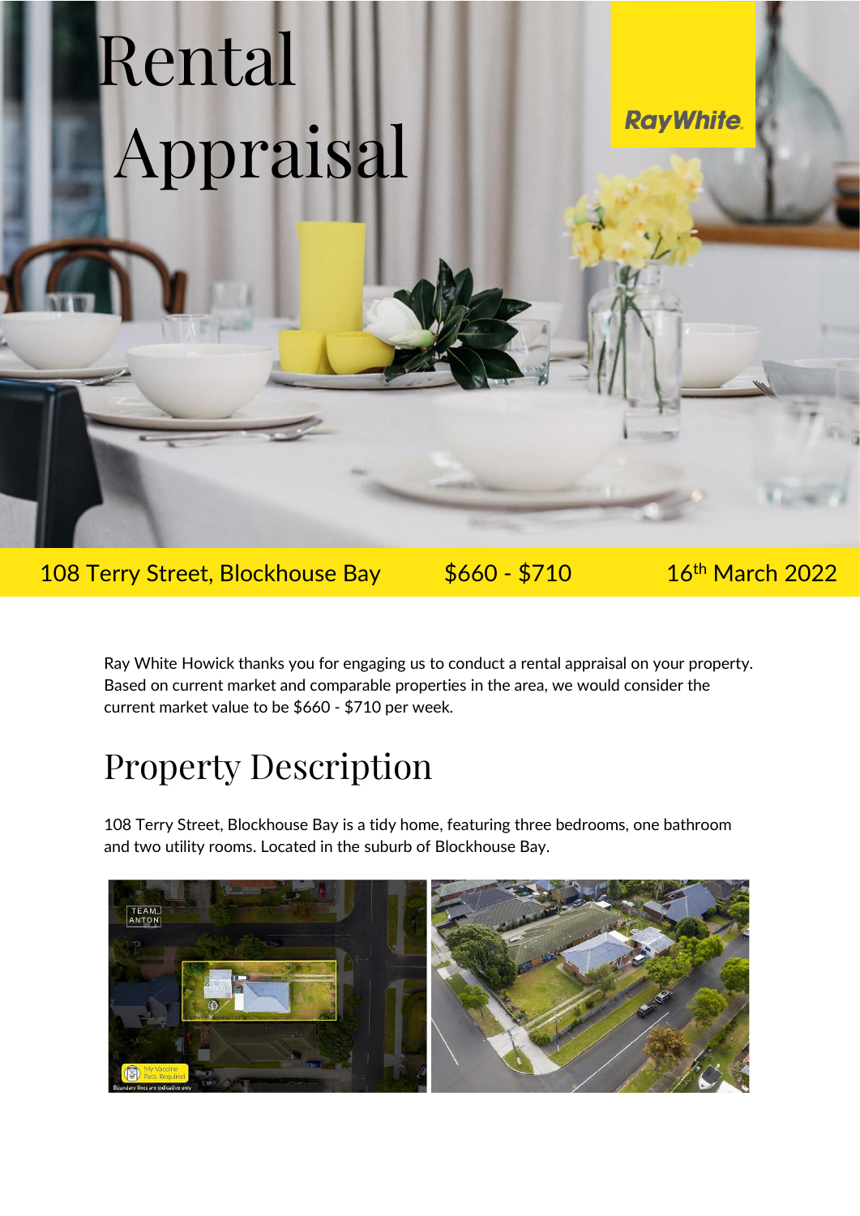# Rental Appraisal

Ray White

108 Terry Street, Blockhouse Bay | $660 - $710 | 16th March 2022

Ray White Howick thanks you for engaging us to conduct a rental appraisal on your property. Based on current market and comparable properties in the area, we would consider the current market value to be $660 - $710 per week.

## Property Description

108 Terry Street, Blockhouse Bay is a tidy home, featuring three bedrooms, one bathroom and two utility rooms. Located in the suburb of Blockhouse Bay.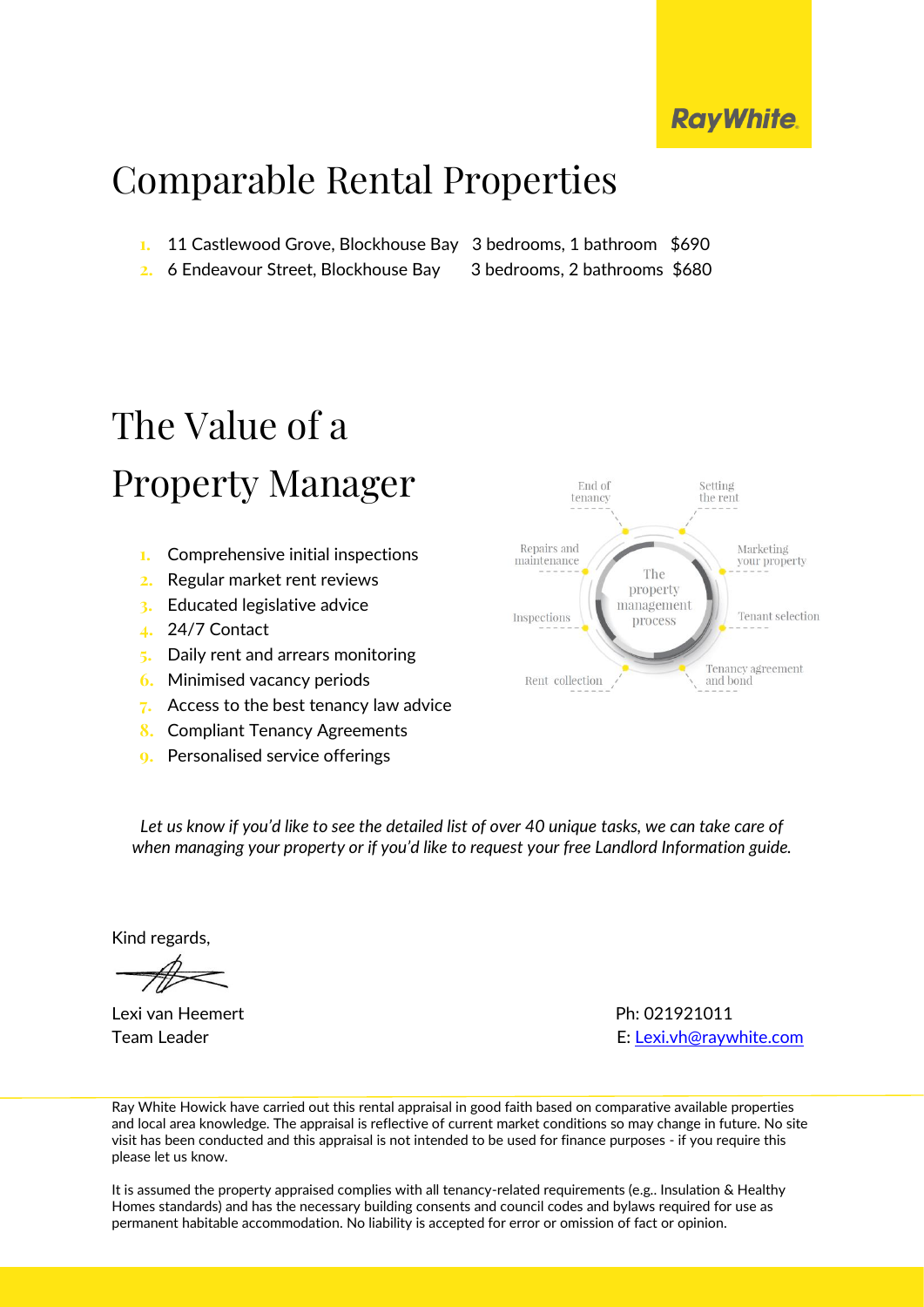RayWhite

# Comparable Rental Properties

1. 11 Castlewood Grove, Blockhouse Bay   3 bedrooms, 1 bathroom   $690
2. 6 Endeavour Street, Blockhouse Bay   3 bedrooms, 2 bathrooms   $680

# The Value of a Property Manager

1. Comprehensive initial inspections
2. Regular market rent reviews
3. Educated legislative advice
4. 24/7 Contact
5. Daily rent and arrears monitoring
6. Minimised vacancy periods
7. Access to the best tenancy law advice
8. Compliant Tenancy Agreements
9. Personalised service offerings

The property management process

Setting the rent

Marketing your property

Tenant selection

Tenancy agreement and bond

Rent collection

Inspections

Repairs and maintenance

End of tenancy

*Let us know if you'd like to see the detailed list of over 40 unique tasks, we can take care of when managing your property or if you'd like to request your free Landlord Information guide.*

Kind regards,

Lexi van Heemert
Team Leader

Ph: 021921011
E: Lexi.vh@raywhite.com

Ray White Howick have carried out this rental appraisal in good faith based on comparative available properties and local area knowledge. The appraisal is reflective of current market conditions so may change in future. No site visit has been conducted and this appraisal is not intended to be used for finance purposes - if you require this please let us know.

It is assumed the property appraised complies with all tenancy-related requirements (e.g.. Insulation & Healthy Homes standards) and has the necessary building consents and council codes and bylaws required for use as permanent habitable accommodation. No liability is accepted for error or omission of fact or opinion.